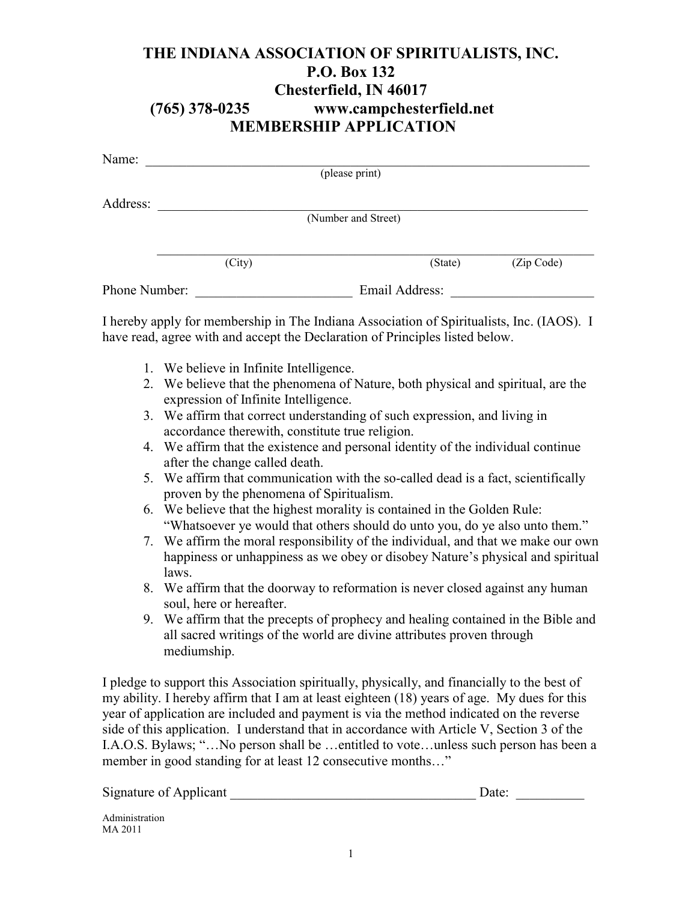# THE INDIANA ASSOCIATION OF SPIRITUALISTS, INC.
## P.O. Box 132
## Chesterfield, IN 46017
## (765) 378-0235 www.campchesterfield.net
## MEMBERSHIP APPLICATION

Name: ___________________________________________________________________
(please print)

Address: _________________________________________________________________
(Number and Street)

_________________________________________________________________________
(City) (State) (Zip Code)

Phone Number: _______________________ Email Address: _____________________

I hereby apply for membership in The Indiana Association of Spiritualists, Inc. (IAOS). I have read, agree with and accept the Declaration of Principles listed below.

1. We believe in Infinite Intelligence.
2. We believe that the phenomena of Nature, both physical and spiritual, are the expression of Infinite Intelligence.
3. We affirm that correct understanding of such expression, and living in accordance therewith, constitute true religion.
4. We affirm that the existence and personal identity of the individual continue after the change called death.
5. We affirm that communication with the so-called dead is a fact, scientifically proven by the phenomena of Spiritualism.
6. We believe that the highest morality is contained in the Golden Rule: "Whatsoever ye would that others should do unto you, do ye also unto them."
7. We affirm the moral responsibility of the individual, and that we make our own happiness or unhappiness as we obey or disobey Nature's physical and spiritual laws.
8. We affirm that the doorway to reformation is never closed against any human soul, here or hereafter.
9. We affirm that the precepts of prophecy and healing contained in the Bible and all sacred writings of the world are divine attributes proven through mediumship.

I pledge to support this Association spiritually, physically, and financially to the best of my ability. I hereby affirm that I am at least eighteen (18) years of age. My dues for this year of application are included and payment is via the method indicated on the reverse side of this application. I understand that in accordance with Article V, Section 3 of the I.A.O.S. Bylaws; "…No person shall be …entitled to vote…unless such person has been a member in good standing for at least 12 consecutive months…"

Signature of Applicant ___________________________________ Date: __________

Administration
MA 2011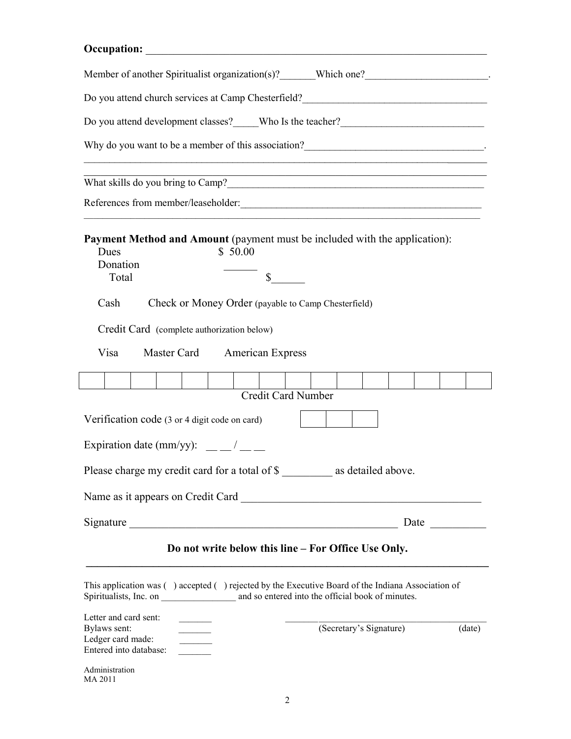**Occupation:** ___________________________________________________________________

Member of another Spiritualist organization(s)?_______Which one?________________________.

Do you attend church services at Camp Chesterfield?____________________________________

Do you attend development classes?_____Who Is the teacher?____________________________

Why do you want to be a member of this association?___________________________________.

_____________________________________________________________________________

_____________________________________________________________________________

What skills do you bring to Camp?_____________________________________________________

References from member/leaseholder:__________________________________________________

_____________________________________________________________________________

**Payment Method and Amount** (payment must be included with the application):

Dues $ 50.00

Donation ______

Total $______

Cash Check or Money Order (payable to Camp Chesterfield)

Credit Card (complete authorization below)

Visa Master Card American Express

| | | | | | | | | | | | | | | | |
|---|---|---|---|---|---|---|---|---|---|---|---|---|---|---|---|
| | | | | | | | | | | | | | | | |

Credit Card Number

Verification code (3 or 4 digit code on card)

| | | |
|---|---|---|
| | | |

Expiration date (mm/yy): __ __ / __ __

Please charge my credit card for a total of $ _________ as detailed above.

Name as it appears on Credit Card ___________________________________________

Signature _________________________________________________ Date __________

**Do not write below this line – For Office Use Only.**

---

This application was ( ) accepted ( ) rejected by the Executive Board of the Indiana Association of Spiritualists, Inc. on ________________ and so entered into the official book of minutes.

Letter and card sent: _______

Bylaws sent: _______

Ledger card made: _______

Entered into database: _______

_____________________________________________

(Secretary's Signature) (date)

Administration
MA 2011